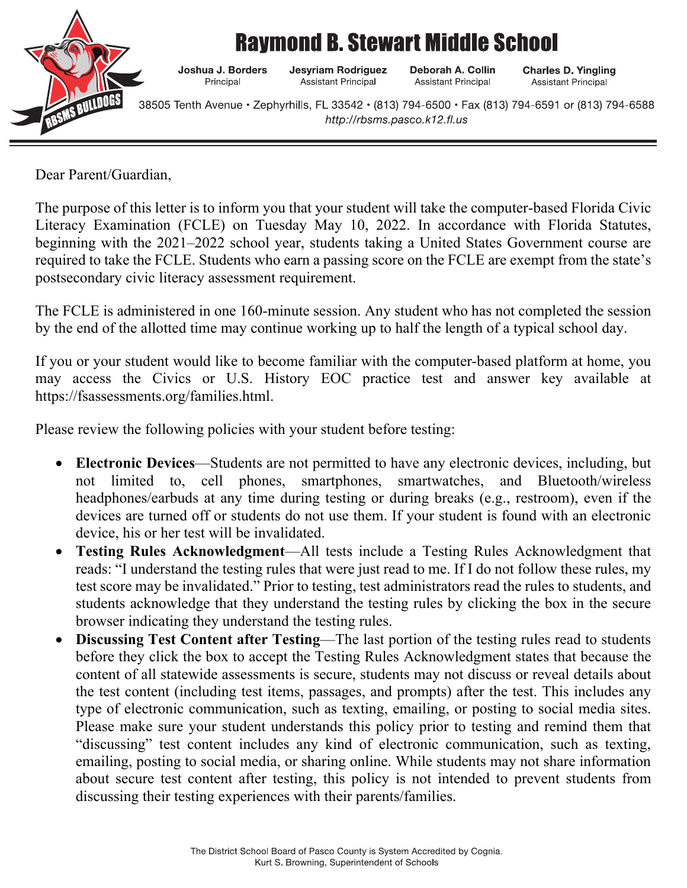# Raymond B. Stewart Middle School

**Joshua J. Borders**
Principal

**Jesyriam Rodriguez**
Assistant Principal

**Deborah A. Collin**
Assistant Principal

**Charles D. Yingling**
Assistant Principal

38505 Tenth Avenue • Zephyrhills, FL 33542 • (813) 794-6500 • Fax (813) 794-6591 or (813) 794-6588
*http://rbsms.pasco.k12.fl.us*

---

Dear Parent/Guardian,

The purpose of this letter is to inform you that your student will take the computer-based Florida Civic Literacy Examination (FCLE) on Tuesday May 10, 2022. In accordance with Florida Statutes, beginning with the 2021–2022 school year, students taking a United States Government course are required to take the FCLE. Students who earn a passing score on the FCLE are exempt from the state's postsecondary civic literacy assessment requirement.

The FCLE is administered in one 160-minute session. Any student who has not completed the session by the end of the allotted time may continue working up to half the length of a typical school day.

If you or your student would like to become familiar with the computer-based platform at home, you may access the Civics or U.S. History EOC practice test and answer key available at https://fsassessments.org/families.html.

Please review the following policies with your student before testing:

- **Electronic Devices**—Students are not permitted to have any electronic devices, including, but not limited to, cell phones, smartphones, smartwatches, and Bluetooth/wireless headphones/earbuds at any time during testing or during breaks (e.g., restroom), even if the devices are turned off or students do not use them. If your student is found with an electronic device, his or her test will be invalidated.
- **Testing Rules Acknowledgment**—All tests include a Testing Rules Acknowledgment that reads: "I understand the testing rules that were just read to me. If I do not follow these rules, my test score may be invalidated." Prior to testing, test administrators read the rules to students, and students acknowledge that they understand the testing rules by clicking the box in the secure browser indicating they understand the testing rules.
- **Discussing Test Content after Testing**—The last portion of the testing rules read to students before they click the box to accept the Testing Rules Acknowledgment states that because the content of all statewide assessments is secure, students may not discuss or reveal details about the test content (including test items, passages, and prompts) after the test. This includes any type of electronic communication, such as texting, emailing, or posting to social media sites. Please make sure your student understands this policy prior to testing and remind them that "discussing" test content includes any kind of electronic communication, such as texting, emailing, posting to social media, or sharing online. While students may not share information about secure test content after testing, this policy is not intended to prevent students from discussing their testing experiences with their parents/families.

The District School Board of Pasco County is System Accredited by Cognia.
Kurt S. Browning, Superintendent of Schools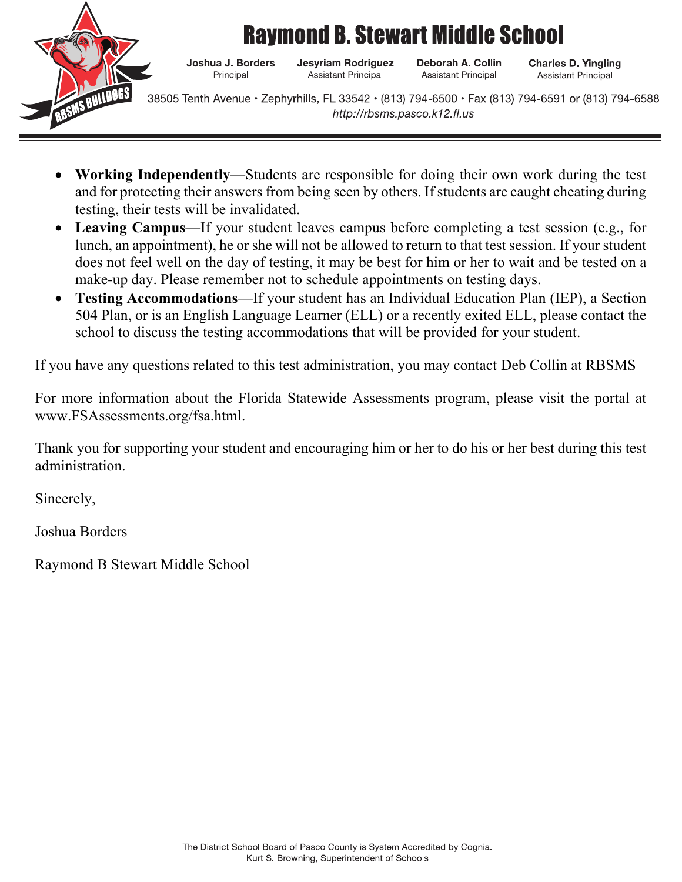# Raymond B. Stewart Middle School

**Joshua J. Borders**
Principal

**Jesyriam Rodriguez**
Assistant Principal

**Deborah A. Collin**
Assistant Principal

**Charles D. Yingling**
Assistant Principal

38505 Tenth Avenue • Zephyrhills, FL 33542 • (813) 794-6500 • Fax (813) 794-6591 or (813) 794-6588
*http://rbsms.pasco.k12.fl.us*

- **Working Independently**—Students are responsible for doing their own work during the test and for protecting their answers from being seen by others. If students are caught cheating during testing, their tests will be invalidated.
- **Leaving Campus**—If your student leaves campus before completing a test session (e.g., for lunch, an appointment), he or she will not be allowed to return to that test session. If your student does not feel well on the day of testing, it may be best for him or her to wait and be tested on a make-up day. Please remember not to schedule appointments on testing days.
- **Testing Accommodations**—If your student has an Individual Education Plan (IEP), a Section 504 Plan, or is an English Language Learner (ELL) or a recently exited ELL, please contact the school to discuss the testing accommodations that will be provided for your student.

If you have any questions related to this test administration, you may contact Deb Collin at RBSMS

For more information about the Florida Statewide Assessments program, please visit the portal at www.FSAssessments.org/fsa.html.

Thank you for supporting your student and encouraging him or her to do his or her best during this test administration.

Sincerely,

Joshua Borders

Raymond B Stewart Middle School

The District School Board of Pasco County is System Accredited by Cognia.
Kurt S. Browning, Superintendent of Schools